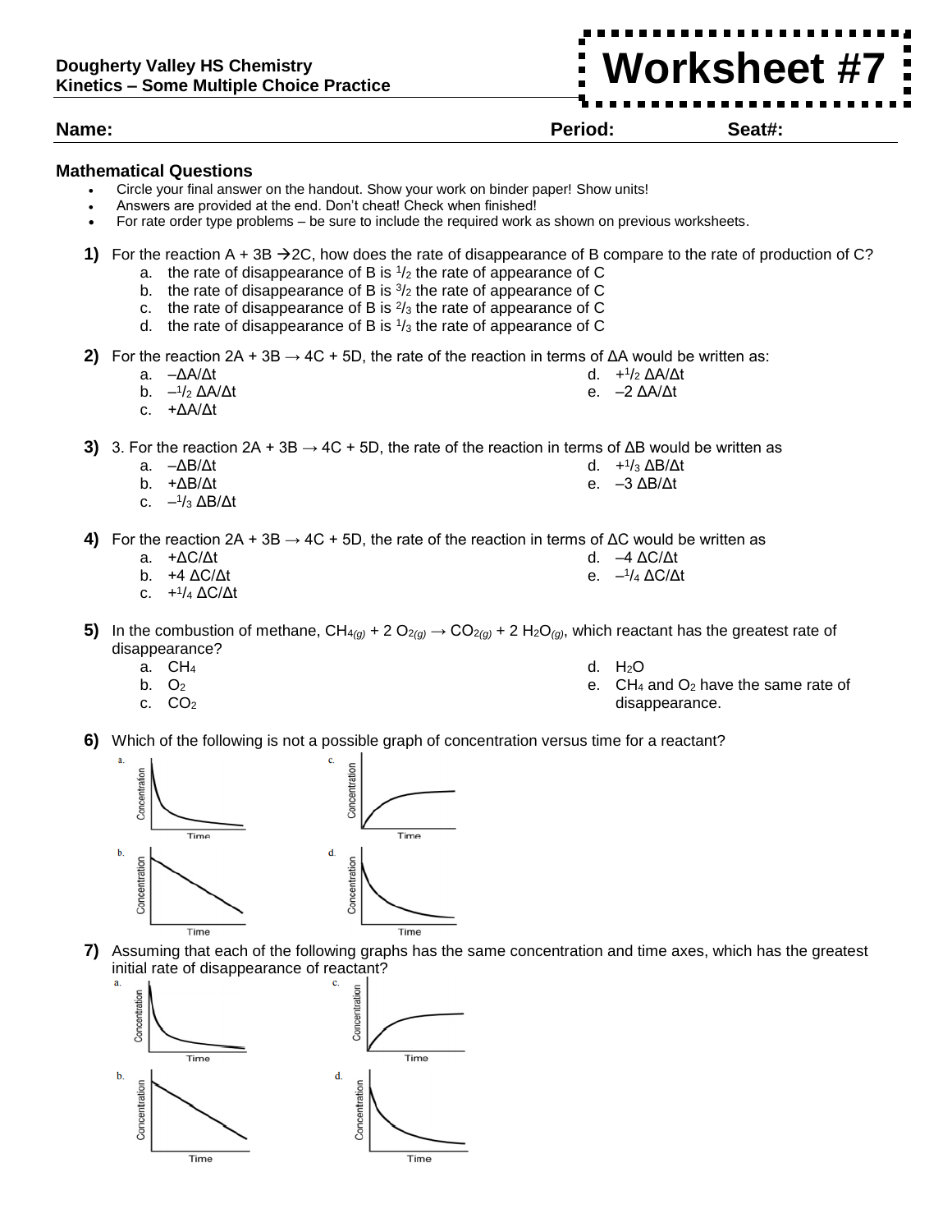**Dougherty Valley HS Chemistry**
**Kinetics – Some Multiple Choice Practice**

# Worksheet #7

**Name:** **Period:** **Seat#:**

### Mathematical Questions

- Circle your final answer on the handout. Show your work on binder paper! Show units!
- Answers are provided at the end. Don't cheat! Check when finished!
- For rate order type problems – be sure to include the required work as shown on previous worksheets.

**1)** For the reaction A + 3B → 2C, how does the rate of disappearance of B compare to the rate of production of C?

a. the rate of disappearance of B is $^1/_2$ the rate of appearance of C
b. the rate of disappearance of B is $^3/_2$ the rate of appearance of C
c. the rate of disappearance of B is $^2/_3$ the rate of appearance of C
d. the rate of disappearance of B is $^1/_3$ the rate of appearance of C

**2)** For the reaction 2A + 3B → 4C + 5D, the rate of the reaction in terms of ΔA would be written as:

a. $-\Delta A/\Delta t$
b. $-^1/_2\ \Delta A/\Delta t$
c. $+\Delta A/\Delta t$
d. $+^1/_2\ \Delta A/\Delta t$
e. $-2\ \Delta A/\Delta t$

**3)** 3. For the reaction 2A + 3B → 4C + 5D, the rate of the reaction in terms of ΔB would be written as

a. $-\Delta B/\Delta t$
b. $+\Delta B/\Delta t$
c. $-^1/_3\ \Delta B/\Delta t$
d. $+^1/_3\ \Delta B/\Delta t$
e. $-3\ \Delta B/\Delta t$

**4)** For the reaction 2A + 3B → 4C + 5D, the rate of the reaction in terms of ΔC would be written as

a. $+\Delta C/\Delta t$
b. $+4\ \Delta C/\Delta t$
c. $+^1/_4\ \Delta C/\Delta t$
d. $-4\ \Delta C/\Delta t$
e. $-^1/_4\ \Delta C/\Delta t$

**5)** In the combustion of methane, $CH_{4(g)} + 2\ O_{2(g)} \rightarrow CO_{2(g)} + 2\ H_2O_{(g)}$, which reactant has the greatest rate of disappearance?

a. $CH_4$
b. $O_2$
c. $CO_2$
d. $H_2O$
e. $CH_4$ and $O_2$ have the same rate of disappearance.

**6)** Which of the following is not a possible graph of concentration versus time for a reactant?

a. (Concentration vs. Time)
b. (Concentration vs. Time)
c. (Concentration vs. Time)
d. (Concentration vs. Time)

**7)** Assuming that each of the following graphs has the same concentration and time axes, which has the greatest initial rate of disappearance of reactant?

a. (Concentration vs. Time)
b. (Concentration vs. Time)
c. (Concentration vs. Time)
d. (Concentration vs. Time)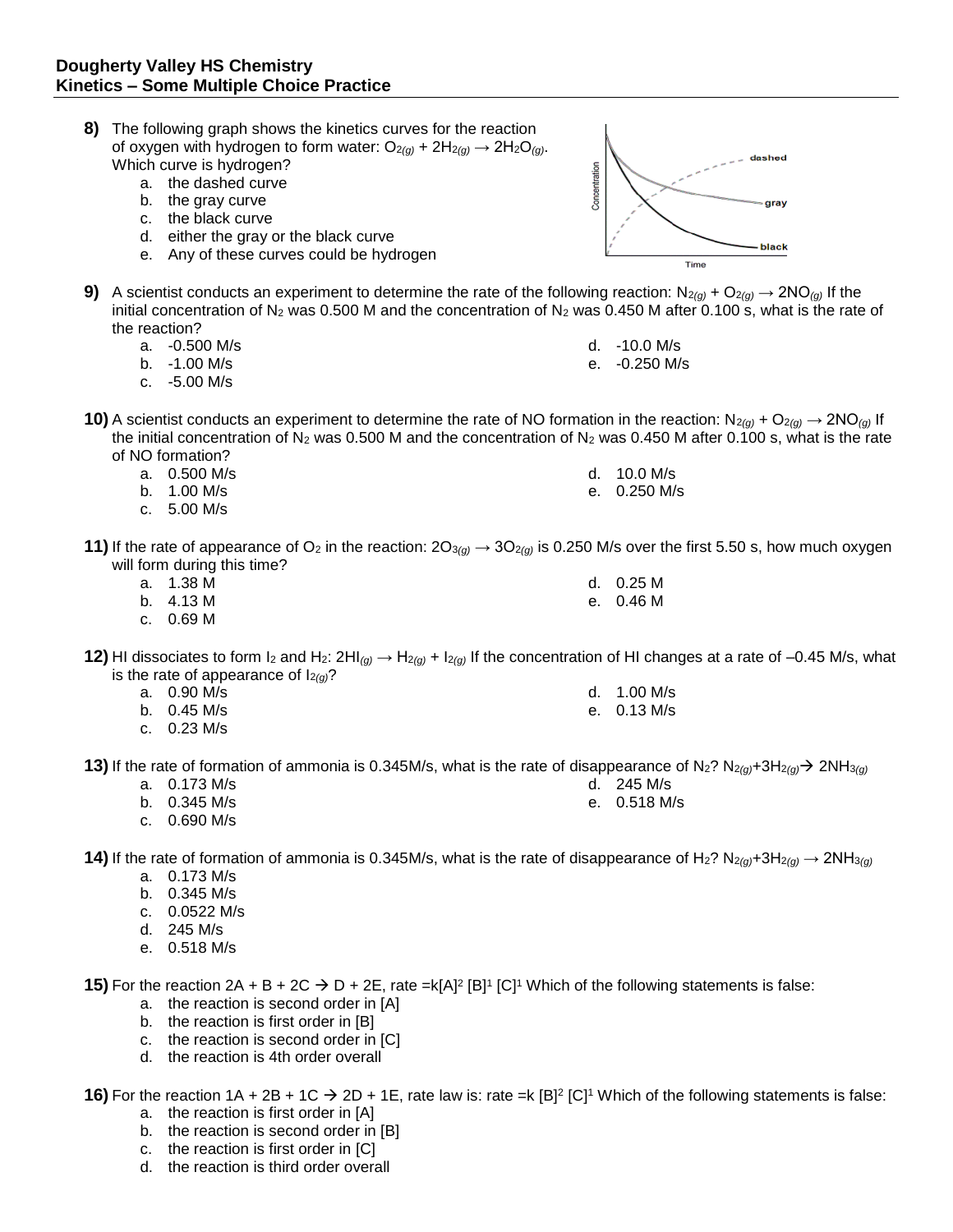**Dougherty Valley HS Chemistry**
**Kinetics – Some Multiple Choice Practice**

**8)** The following graph shows the kinetics curves for the reaction of oxygen with hydrogen to form water: $O_{2(g)} + 2H_{2(g)} \rightarrow 2H_2O_{(g)}$. Which curve is hydrogen?

a. the dashed curve
b. the gray curve
c. the black curve
d. either the gray or the black curve
e. Any of these curves could be hydrogen

**9)** A scientist conducts an experiment to determine the rate of the following reaction: $N_{2(g)} + O_{2(g)} \rightarrow 2NO_{(g)}$ If the initial concentration of $N_2$ was 0.500 M and the concentration of $N_2$ was 0.450 M after 0.100 s, what is the rate of the reaction?

a. -0.500 M/s
b. -1.00 M/s
c. -5.00 M/s
d. -10.0 M/s
e. -0.250 M/s

**10)** A scientist conducts an experiment to determine the rate of NO formation in the reaction: $N_{2(g)} + O_{2(g)} \rightarrow 2NO_{(g)}$ If the initial concentration of $N_2$ was 0.500 M and the concentration of $N_2$ was 0.450 M after 0.100 s, what is the rate of NO formation?

a. 0.500 M/s
b. 1.00 M/s
c. 5.00 M/s
d. 10.0 M/s
e. 0.250 M/s

**11)** If the rate of appearance of $O_2$ in the reaction: $2O_{3(g)} \rightarrow 3O_{2(g)}$ is 0.250 M/s over the first 5.50 s, how much oxygen will form during this time?

a. 1.38 M
b. 4.13 M
c. 0.69 M
d. 0.25 M
e. 0.46 M

**12)** HI dissociates to form $I_2$ and $H_2$: $2HI_{(g)} \rightarrow H_{2(g)} + I_{2(g)}$ If the concentration of HI changes at a rate of –0.45 M/s, what is the rate of appearance of $I_{2(g)}$?

a. 0.90 M/s
b. 0.45 M/s
c. 0.23 M/s
d. 1.00 M/s
e. 0.13 M/s

**13)** If the rate of formation of ammonia is 0.345M/s, what is the rate of disappearance of $N_2$? $N_{2(g)}+3H_{2(g)} \rightarrow 2NH_{3(g)}$

a. 0.173 M/s
b. 0.345 M/s
c. 0.690 M/s
d. 245 M/s
e. 0.518 M/s

**14)** If the rate of formation of ammonia is 0.345M/s, what is the rate of disappearance of $H_2$? $N_{2(g)}+3H_{2(g)} \rightarrow 2NH_{3(g)}$

a. 0.173 M/s
b. 0.345 M/s
c. 0.0522 M/s
d. 245 M/s
e. 0.518 M/s

**15)** For the reaction 2A + B + 2C → D + 2E, rate $=k[A]^2 [B]^1 [C]^1$ Which of the following statements is false:

a. the reaction is second order in [A]
b. the reaction is first order in [B]
c. the reaction is second order in [C]
d. the reaction is 4th order overall

**16)** For the reaction 1A + 2B + 1C → 2D + 1E, rate law is: rate $=k [B]^2 [C]^1$ Which of the following statements is false:

a. the reaction is first order in [A]
b. the reaction is second order in [B]
c. the reaction is first order in [C]
d. the reaction is third order overall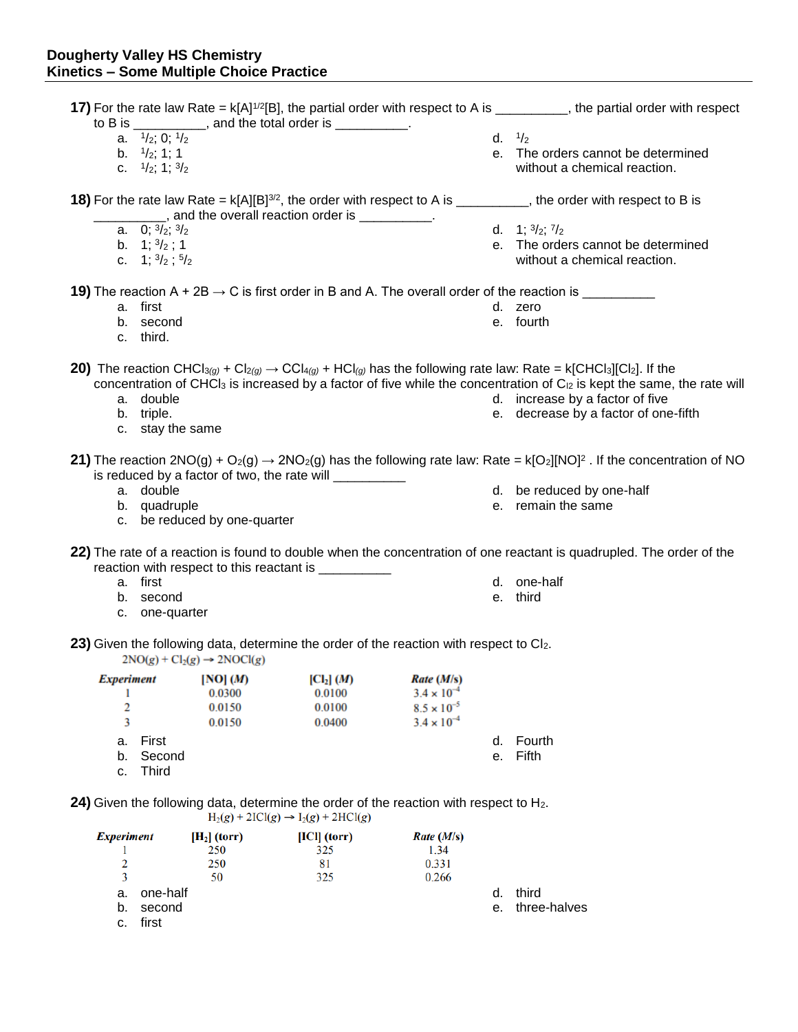**Dougherty Valley HS Chemistry**
**Kinetics – Some Multiple Choice Practice**

**17)** For the rate law Rate = $k[A]^{1/2}[B]$, the partial order with respect to A is __________, the partial order with respect to B is __________, and the total order is __________.

a. $^1/_2$; 0; $^1/_2$
b. $^1/_2$; 1; 1
c. $^1/_2$; 1; $^3/_2$
d. $^1/_2$
e. The orders cannot be determined without a chemical reaction.

**18)** For the rate law Rate = $k[A][B]^{3/2}$, the order with respect to A is __________, the order with respect to B is __________, and the overall reaction order is __________.

a. 0; $^3/_2$; $^3/_2$
b. 1; $^3/_2$ ; 1
c. 1; $^3/_2$ ; $^5/_2$
d. 1; $^3/_2$; $^7/_2$
e. The orders cannot be determined without a chemical reaction.

**19)** The reaction A + 2B → C is first order in B and A. The overall order of the reaction is __________

a. first
b. second
c. third.
d. zero
e. fourth

**20)** The reaction $CHCl_{3(g)} + Cl_{2(g)} \rightarrow CCl_{4(g)} + HCl_{(g)}$ has the following rate law: Rate = $k[CHCl_3][Cl_2]$. If the concentration of $CHCl_3$ is increased by a factor of five while the concentration of $C_{l2}$ is kept the same, the rate will

a. double
b. triple.
c. stay the same
d. increase by a factor of five
e. decrease by a factor of one-fifth

**21)** The reaction 2NO(g) + $O_2$(g) → $2NO_2$(g) has the following rate law: Rate = $k[O_2][NO]^2$ . If the concentration of NO is reduced by a factor of two, the rate will __________

a. double
b. quadruple
c. be reduced by one-quarter
d. be reduced by one-half
e. remain the same

**22)** The rate of a reaction is found to double when the concentration of one reactant is quadrupled. The order of the reaction with respect to this reactant is __________

a. first
b. second
c. one-quarter
d. one-half
e. third

**23)** Given the following data, determine the order of the reaction with respect to $Cl_2$.

$2NO(g) + Cl_2(g) \rightarrow 2NOCl(g)$

| *Experiment* | [NO] (*M*) | [$Cl_2$] (*M*) | *Rate (M/s)* |
|---|---|---|---|
| 1 | 0.0300 | 0.0100 | $3.4 \times 10^{-4}$ |
| 2 | 0.0150 | 0.0100 | $8.5 \times 10^{-5}$ |
| 3 | 0.0150 | 0.0400 | $3.4 \times 10^{-4}$ |

a. First
b. Second
c. Third
d. Fourth
e. Fifth

**24)** Given the following data, determine the order of the reaction with respect to $H_2$.

$H_2(g) + 2ICl(g) \rightarrow I_2(g) + 2HCl(g)$

| *Experiment* | [$H_2$] (torr) | [ICl] (torr) | *Rate (M/s)* |
|---|---|---|---|
| 1 | 250 | 325 | 1.34 |
| 2 | 250 | 81 | 0.331 |
| 3 | 50 | 325 | 0.266 |

a. one-half
b. second
c. first
d. third
e. three-halves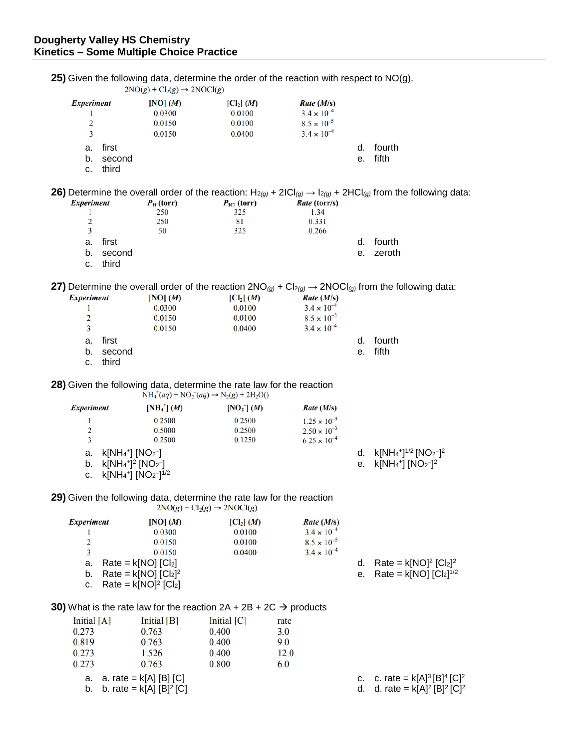# Dougherty Valley HS Chemistry
## Kinetics – Some Multiple Choice Practice

**25)** Given the following data, determine the order of the reaction with respect to NO(g).

$2NO(g) + Cl_2(g) \rightarrow 2NOCl(g)$

| Experiment | [NO] (M) | [Cl$_2$] (M) | Rate (M/s) |
|---|---|---|---|
| 1 | 0.0300 | 0.0100 | $3.4 \times 10^{-4}$ |
| 2 | 0.0150 | 0.0100 | $8.5 \times 10^{-5}$ |
| 3 | 0.0150 | 0.0400 | $3.4 \times 10^{-4}$ |

a. first
b. second
c. third
d. fourth
e. fifth

**26)** Determine the overall order of the reaction: $H_{2(g)} + 2ICl_{(g)} \rightarrow I_{2(g)} + 2HCl_{(g)}$ from the following data:

| Experiment | $P_H$ (torr) | $P_{ICl}$ (torr) | Rate (torr/s) |
|---|---|---|---|
| 1 | 250 | 325 | 1.34 |
| 2 | 250 | 81 | 0.331 |
| 3 | 50 | 325 | 0.266 |

a. first
b. second
c. third
d. fourth
e. zeroth

**27)** Determine the overall order of the reaction $2NO_{(g)} + Cl_{2(g)} \rightarrow 2NOCl_{(g)}$ from the following data:

| Experiment | [NO] (M) | [Cl$_2$] (M) | Rate (M/s) |
|---|---|---|---|
| 1 | 0.0300 | 0.0100 | $3.4 \times 10^{-4}$ |
| 2 | 0.0150 | 0.0100 | $8.5 \times 10^{-5}$ |
| 3 | 0.0150 | 0.0400 | $3.4 \times 10^{-4}$ |

a. first
b. second
c. third
d. fourth
e. fifth

**28)** Given the following data, determine the rate law for the reaction

$NH_4^+(aq) + NO_2^-(aq) \rightarrow N_2(g) + 2H_2O()$

| Experiment | [$NH_4^+$] (M) | [$NO_2^-$] (M) | Rate (M/s) |
|---|---|---|---|
| 1 | 0.2500 | 0.2500 | $1.25 \times 10^{-3}$ |
| 2 | 0.5000 | 0.2500 | $2.50 \times 10^{-3}$ |
| 3 | 0.2500 | 0.1250 | $6.25 \times 10^{-4}$ |

a. $k[NH_4^+][NO_2^-]$
b. $k[NH_4^+]^2[NO_2^-]$
c. $k[NH_4^+][NO_2^-]^{1/2}$
d. $k[NH_4^+]^{1/2}[NO_2^-]^2$
e. $k[NH_4^+][NO_2^-]^2$

**29)** Given the following data, determine the rate law for the reaction

$2NO(g) + Cl_2(g) \rightarrow 2NOCl(g)$

| Experiment | [NO] (M) | [Cl$_2$] (M) | Rate (M/s) |
|---|---|---|---|
| 1 | 0.0300 | 0.0100 | $3.4 \times 10^{-4}$ |
| 2 | 0.0150 | 0.0100 | $8.5 \times 10^{-5}$ |
| 3 | 0.0150 | 0.0400 | $3.4 \times 10^{-4}$ |

a. Rate = $k[NO][Cl_2]$
b. Rate = $k[NO][Cl_2]^2$
c. Rate = $k[NO]^2[Cl_2]$
d. Rate = $k[NO]^2[Cl_2]^2$
e. Rate = $k[NO][Cl_2]^{1/2}$

**30)** What is the rate law for the reaction 2A + 2B + 2C → products

| Initial [A] | Initial [B] | Initial [C] | rate |
|---|---|---|---|
| 0.273 | 0.763 | 0.400 | 3.0 |
| 0.819 | 0.763 | 0.400 | 9.0 |
| 0.273 | 1.526 | 0.400 | 12.0 |
| 0.273 | 0.763 | 0.800 | 6.0 |

a. a. rate = $k[A][B][C]$
b. b. rate = $k[A][B]^2[C]$
c. c. rate = $k[A]^3[B]^4[C]^2$
d. d. rate = $k[A]^2[B]^2[C]^2$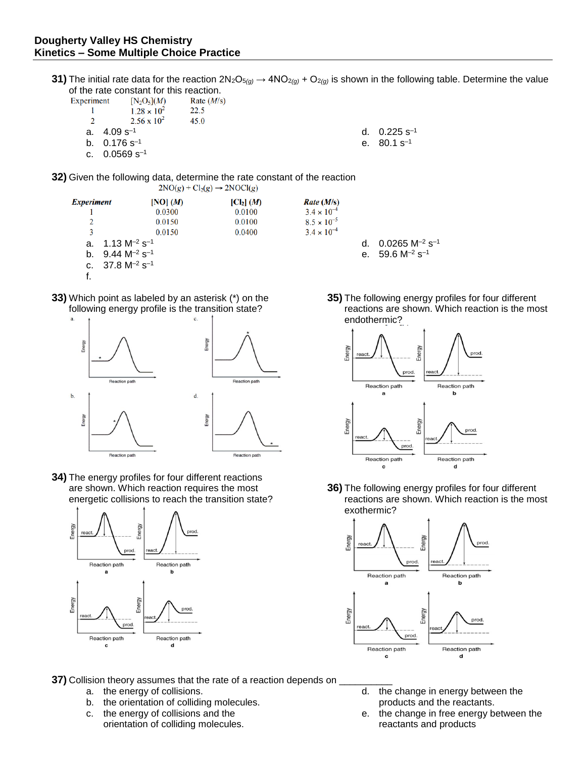# Dougherty Valley HS Chemistry
## Kinetics – Some Multiple Choice Practice

**31)** The initial rate data for the reaction $2N_2O_{5(g)} \rightarrow 4NO_{2(g)} + O_{2(g)}$ is shown in the following table. Determine the value of the rate constant for this reaction.

| Experiment | $[N_2O_5](M)$ | Rate ($M$/s) |
|---|---|---|
| 1 | $1.28 \times 10^2$ | 22.5 |
| 2 | $2.56 \times 10^2$ | 45.0 |

a. 4.09 $s^{-1}$
b. 0.176 $s^{-1}$
c. 0.0569 $s^{-1}$
d. 0.225 $s^{-1}$
e. 80.1 $s^{-1}$

**32)** Given the following data, determine the rate constant of the reaction

$$2NO(g) + Cl_2(g) \rightarrow 2NOCl(g)$$

| *Experiment* | [NO] ($M$) | $[Cl_2]$ ($M$) | *Rate* ($M$/s) |
|---|---|---|---|
| 1 | 0.0300 | 0.0100 | $3.4 \times 10^{-4}$ |
| 2 | 0.0150 | 0.0100 | $8.5 \times 10^{-5}$ |
| 3 | 0.0150 | 0.0400 | $3.4 \times 10^{-4}$ |

a. 1.13 $M^{-2}$ $s^{-1}$
b. 9.44 $M^{-2}$ $s^{-1}$
c. 37.8 $M^{-2}$ $s^{-1}$
d. 0.0265 $M^{-2}$ $s^{-1}$
e. 59.6 $M^{-2}$ $s^{-1}$
f.

**33)** Which point as labeled by an asterisk (*) on the following energy profile is the transition state?

**34)** The energy profiles for four different reactions are shown. Which reaction requires the most energetic collisions to reach the transition state?

**35)** The following energy profiles for four different reactions are shown. Which reaction is the most endothermic?

**36)** The following energy profiles for four different reactions are shown. Which reaction is the most exothermic?

**37)** Collision theory assumes that the rate of a reaction depends on ___________

a. the energy of collisions.
b. the orientation of colliding molecules.
c. the energy of collisions and the orientation of colliding molecules.
d. the change in energy between the products and the reactants.
e. the change in free energy between the reactants and products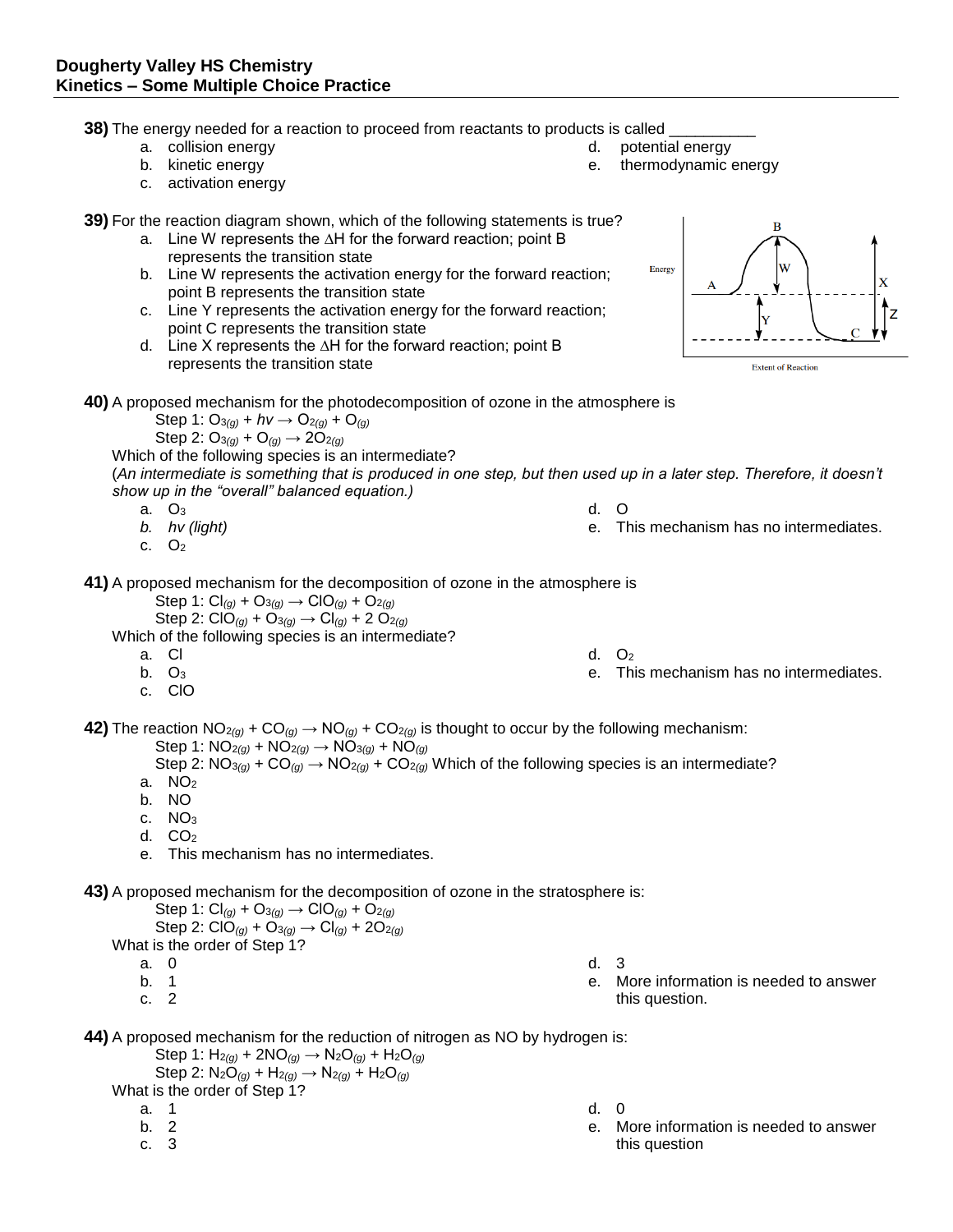**Dougherty Valley HS Chemistry**
**Kinetics – Some Multiple Choice Practice**

**38)** The energy needed for a reaction to proceed from reactants to products is called __________

a. collision energy
b. kinetic energy
c. activation energy
d. potential energy
e. thermodynamic energy

**39)** For the reaction diagram shown, which of the following statements is true?

a. Line W represents the ΔH for the forward reaction; point B represents the transition state
b. Line W represents the activation energy for the forward reaction; point B represents the transition state
c. Line Y represents the activation energy for the forward reaction; point C represents the transition state
d. Line X represents the ΔH for the forward reaction; point B represents the transition state

**40)** A proposed mechanism for the photodecomposition of ozone in the atmosphere is

Step 1: $O_{3(g)} + hv \rightarrow O_{2(g)} + O_{(g)}$
Step 2: $O_{3(g)} + O_{(g)} \rightarrow 2O_{2(g)}$

Which of the following species is an intermediate?
(*An intermediate is something that is produced in one step, but then used up in a later step. Therefore, it doesn't show up in the "overall" balanced equation.)*

a. $O_3$
*b. hv (light)*
c. $O_2$
d. O
e. This mechanism has no intermediates.

**41)** A proposed mechanism for the decomposition of ozone in the atmosphere is

Step 1: $Cl_{(g)} + O_{3(g)} \rightarrow ClO_{(g)} + O_{2(g)}$
Step 2: $ClO_{(g)} + O_{3(g)} \rightarrow Cl_{(g)} + 2\ O_{2(g)}$

Which of the following species is an intermediate?

a. Cl
b. $O_3$
c. ClO
d. $O_2$
e. This mechanism has no intermediates.

**42)** The reaction $NO_{2(g)} + CO_{(g)} \rightarrow NO_{(g)} + CO_{2(g)}$ is thought to occur by the following mechanism:

Step 1: $NO_{2(g)} + NO_{2(g)} \rightarrow NO_{3(g)} + NO_{(g)}$
Step 2: $NO_{3(g)} + CO_{(g)} \rightarrow NO_{2(g)} + CO_{2(g)}$ Which of the following species is an intermediate?

a. $NO_2$
b. NO
c. $NO_3$
d. $CO_2$
e. This mechanism has no intermediates.

**43)** A proposed mechanism for the decomposition of ozone in the stratosphere is:

Step 1: $Cl_{(g)} + O_{3(g)} \rightarrow ClO_{(g)} + O_{2(g)}$
Step 2: $ClO_{(g)} + O_{3(g)} \rightarrow Cl_{(g)} + 2O_{2(g)}$

What is the order of Step 1?

a. 0
b. 1
c. 2
d. 3
e. More information is needed to answer this question.

**44)** A proposed mechanism for the reduction of nitrogen as NO by hydrogen is:

Step 1: $H_{2(g)} + 2NO_{(g)} \rightarrow N_2O_{(g)} + H_2O_{(g)}$
Step 2: $N_2O_{(g)} + H_{2(g)} \rightarrow N_{2(g)} + H_2O_{(g)}$

What is the order of Step 1?

a. 1
b. 2
c. 3
d. 0
e. More information is needed to answer this question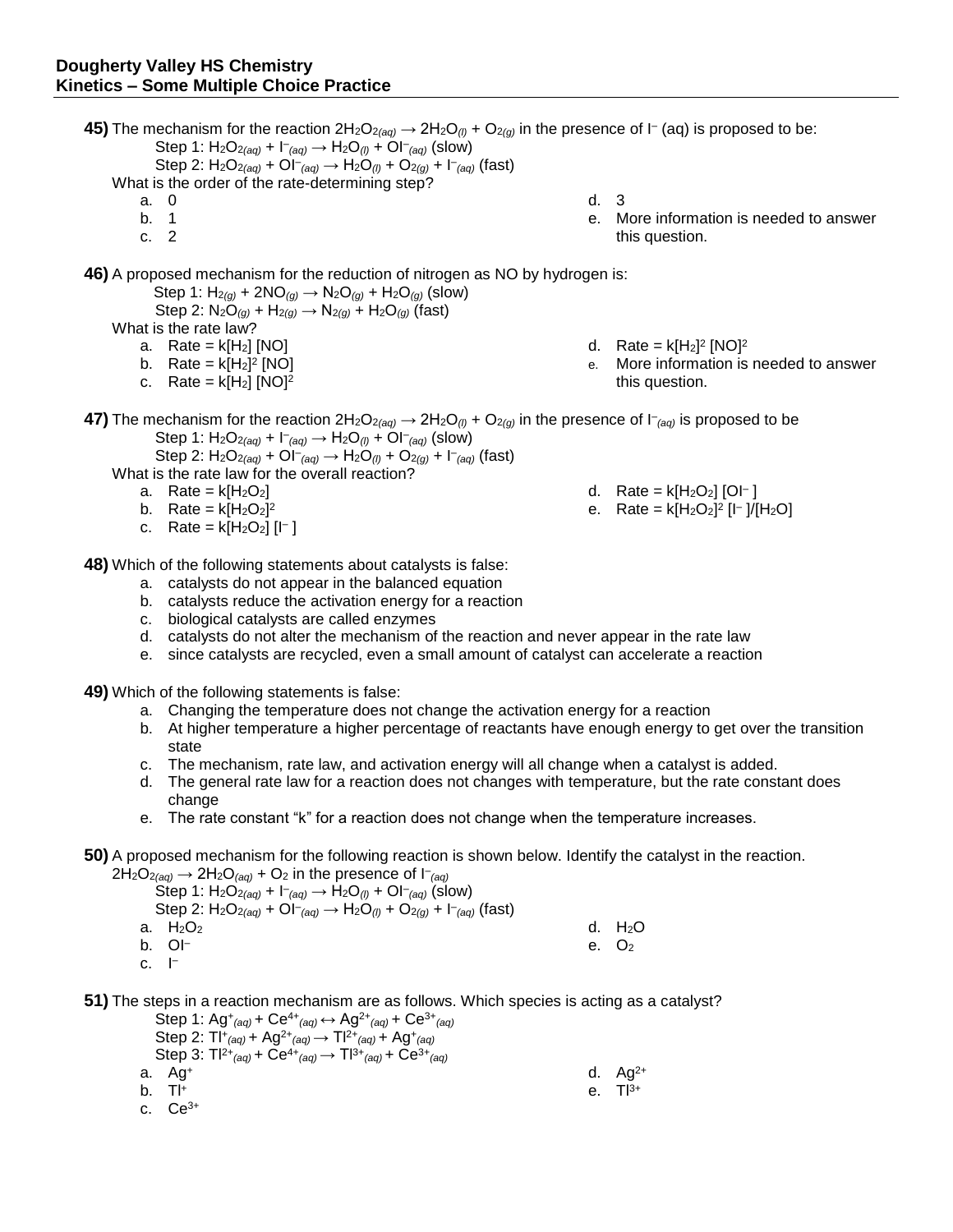**Dougherty Valley HS Chemistry**
**Kinetics – Some Multiple Choice Practice**

**45)** The mechanism for the reaction $2H_2O_{2(aq)} \rightarrow 2H_2O_{(l)} + O_{2(g)}$ in the presence of $I^-$ (aq) is proposed to be:

Step 1: $H_2O_{2(aq)} + I^-_{(aq)} \rightarrow H_2O_{(l)} + OI^-_{(aq)}$ (slow)

Step 2: $H_2O_{2(aq)} + OI^-_{(aq)} \rightarrow H_2O_{(l)} + O_{2(g)} + I^-_{(aq)}$ (fast)

What is the order of the rate-determining step?

a. 0
b. 1
c. 2
d. 3
e. More information is needed to answer this question.

**46)** A proposed mechanism for the reduction of nitrogen as NO by hydrogen is:

Step 1: $H_{2(g)} + 2NO_{(g)} \rightarrow N_2O_{(g)} + H_2O_{(g)}$ (slow)

Step 2: $N_2O_{(g)} + H_{2(g)} \rightarrow N_{2(g)} + H_2O_{(g)}$ (fast)

What is the rate law?

a. Rate = $k[H_2]\,[NO]$
b. Rate = $k[H_2]^2\,[NO]$
c. Rate = $k[H_2]\,[NO]^2$
d. Rate = $k[H_2]^2\,[NO]^2$
e. More information is needed to answer this question.

**47)** The mechanism for the reaction $2H_2O_{2(aq)} \rightarrow 2H_2O_{(l)} + O_{2(g)}$ in the presence of $I^-_{(aq)}$ is proposed to be

Step 1: $H_2O_{2(aq)} + I^-_{(aq)} \rightarrow H_2O_{(l)} + OI^-_{(aq)}$ (slow)

Step 2: $H_2O_{2(aq)} + OI^-_{(aq)} \rightarrow H_2O_{(l)} + O_{2(g)} + I^-_{(aq)}$ (fast)

What is the rate law for the overall reaction?

a. Rate = $k[H_2O_2]$
b. Rate = $k[H_2O_2]^2$
c. Rate = $k[H_2O_2]\,[I^-]$
d. Rate = $k[H_2O_2]\,[OI^-]$
e. Rate = $k[H_2O_2]^2\,[I^-]/[H_2O]$

**48)** Which of the following statements about catalysts is false:

a. catalysts do not appear in the balanced equation
b. catalysts reduce the activation energy for a reaction
c. biological catalysts are called enzymes
d. catalysts do not alter the mechanism of the reaction and never appear in the rate law
e. since catalysts are recycled, even a small amount of catalyst can accelerate a reaction

**49)** Which of the following statements is false:

a. Changing the temperature does not change the activation energy for a reaction
b. At higher temperature a higher percentage of reactants have enough energy to get over the transition state
c. The mechanism, rate law, and activation energy will all change when a catalyst is added.
d. The general rate law for a reaction does not changes with temperature, but the rate constant does change
e. The rate constant "k" for a reaction does not change when the temperature increases.

**50)** A proposed mechanism for the following reaction is shown below. Identify the catalyst in the reaction.

$2H_2O_{2(aq)} \rightarrow 2H_2O_{(aq)} + O_2$ in the presence of $I^-_{(aq)}$

Step 1: $H_2O_{2(aq)} + I^-_{(aq)} \rightarrow H_2O_{(l)} + OI^-_{(aq)}$ (slow)

Step 2: $H_2O_{2(aq)} + OI^-_{(aq)} \rightarrow H_2O_{(l)} + O_{2(g)} + I^-_{(aq)}$ (fast)

a. $H_2O_2$
b. $OI^-$
c. $I^-$
d. $H_2O$
e. $O_2$

**51)** The steps in a reaction mechanism are as follows. Which species is acting as a catalyst?

Step 1: $Ag^+_{(aq)} + Ce^{4+}_{(aq)} \leftrightarrow Ag^{2+}_{(aq)} + Ce^{3+}_{(aq)}$

Step 2: $Tl^+_{(aq)} + Ag^{2+}_{(aq)} \rightarrow Tl^{2+}_{(aq)} + Ag^+_{(aq)}$

Step 3: $Tl^{2+}_{(aq)} + Ce^{4+}_{(aq)} \rightarrow Tl^{3+}_{(aq)} + Ce^{3+}_{(aq)}$

a. $Ag^+$
b. $Tl^+$
c. $Ce^{3+}$
d. $Ag^{2+}$
e. $Tl^{3+}$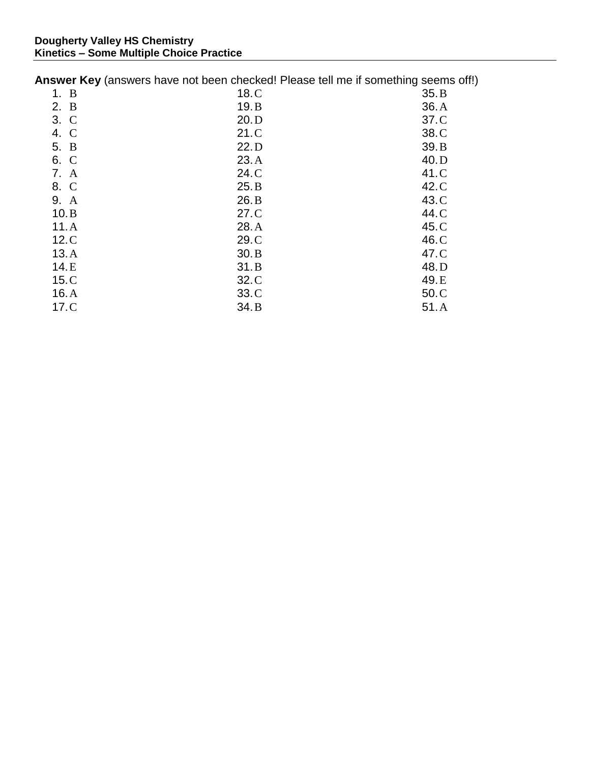**Dougherty Valley HS Chemistry**
**Kinetics – Some Multiple Choice Practice**

**Answer Key** (answers have not been checked! Please tell me if something seems off!)

1. B
2. B
3. C
4. C
5. B
6. C
7. A
8. C
9. A
10. B
11. A
12. C
13. A
14. E
15. C
16. A
17. C
18. C
19. B
20. D
21. C
22. D
23. A
24. C
25. B
26. B
27. C
28. A
29. C
30. B
31. B
32. C
33. C
34. B
35. B
36. A
37. C
38. C
39. B
40. D
41. C
42. C
43. C
44. C
45. C
46. C
47. C
48. D
49. E
50. C
51. A